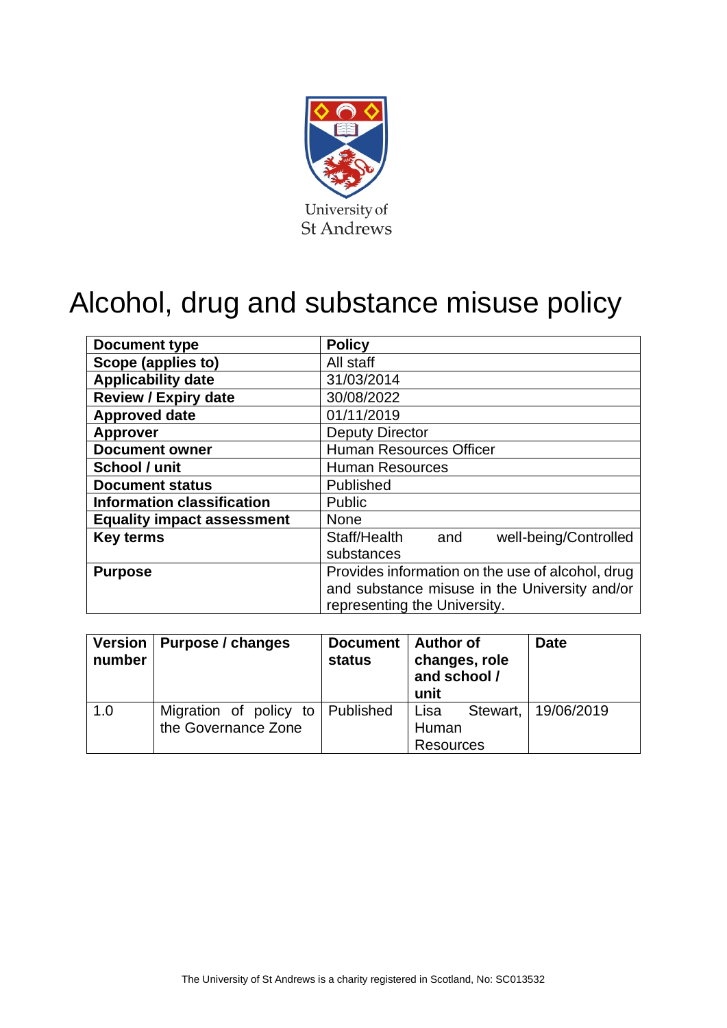University of St Andrews

# Alcohol, drug and substance misuse policy

| Document type | Policy |
| --- | --- |
| Scope (applies to) | All staff |
| Applicability date | 31/03/2014 |
| Review / Expiry date | 30/08/2022 |
| Approved date | 01/11/2019 |
| Approver | Deputy Director |
| Document owner | Human Resources Officer |
| School / unit | Human Resources |
| Document status | Published |
| Information classification | Public |
| Equality impact assessment | None |
| Key terms | Staff/Health and well-being/Controlled substances |
| Purpose | Provides information on the use of alcohol, drug and substance misuse in the University and/or representing the University. |

| Version number | Purpose / changes | Document status | Author of changes, role and school / unit | Date |
| --- | --- | --- | --- | --- |
| 1.0 | Migration of policy to the Governance Zone | Published | Lisa Stewart, Human Resources | 19/06/2019 |

The University of St Andrews is a charity registered in Scotland, No: SC013532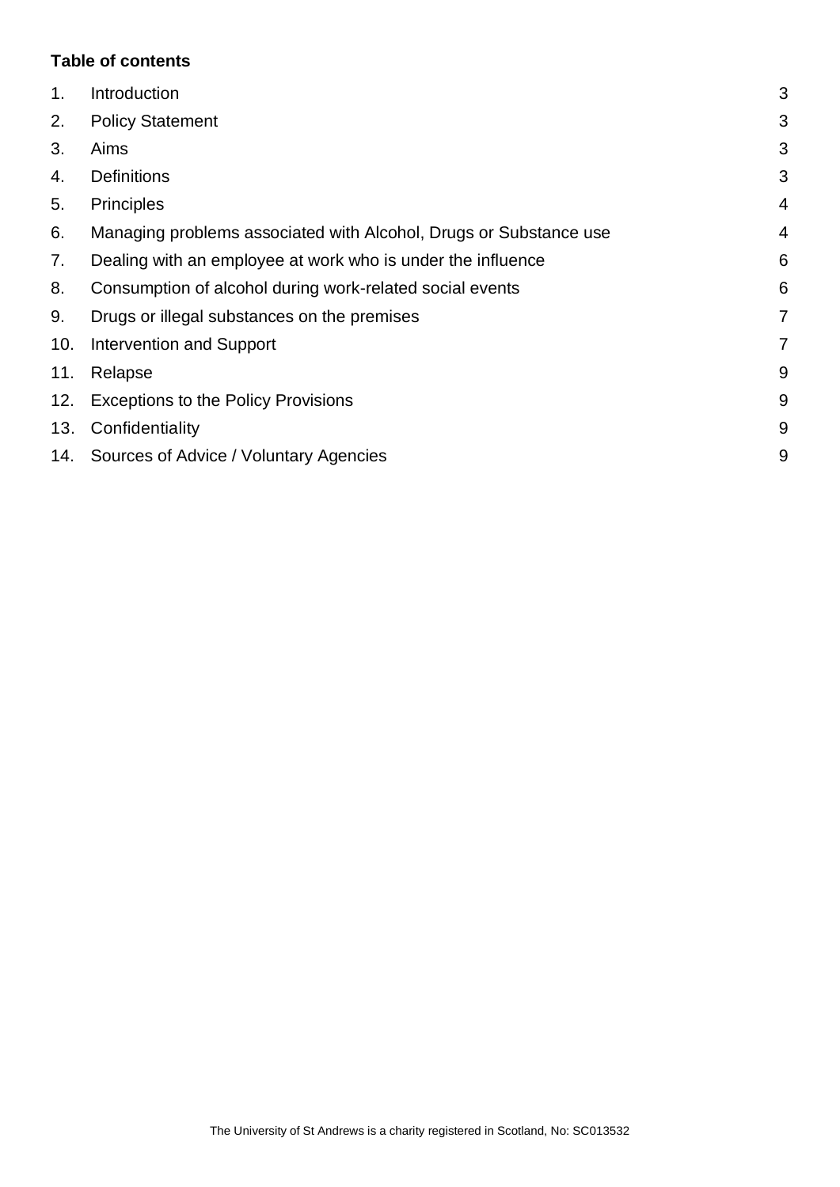**Table of contents**

| | | |
|---|---|---|
| 1. | Introduction | 3 |
| 2. | Policy Statement | 3 |
| 3. | Aims | 3 |
| 4. | Definitions | 3 |
| 5. | Principles | 4 |
| 6. | Managing problems associated with Alcohol, Drugs or Substance use | 4 |
| 7. | Dealing with an employee at work who is under the influence | 6 |
| 8. | Consumption of alcohol during work-related social events | 6 |
| 9. | Drugs or illegal substances on the premises | 7 |
| 10. | Intervention and Support | 7 |
| 11. | Relapse | 9 |
| 12. | Exceptions to the Policy Provisions | 9 |
| 13. | Confidentiality | 9 |
| 14. | Sources of Advice / Voluntary Agencies | 9 |

The University of St Andrews is a charity registered in Scotland, No: SC013532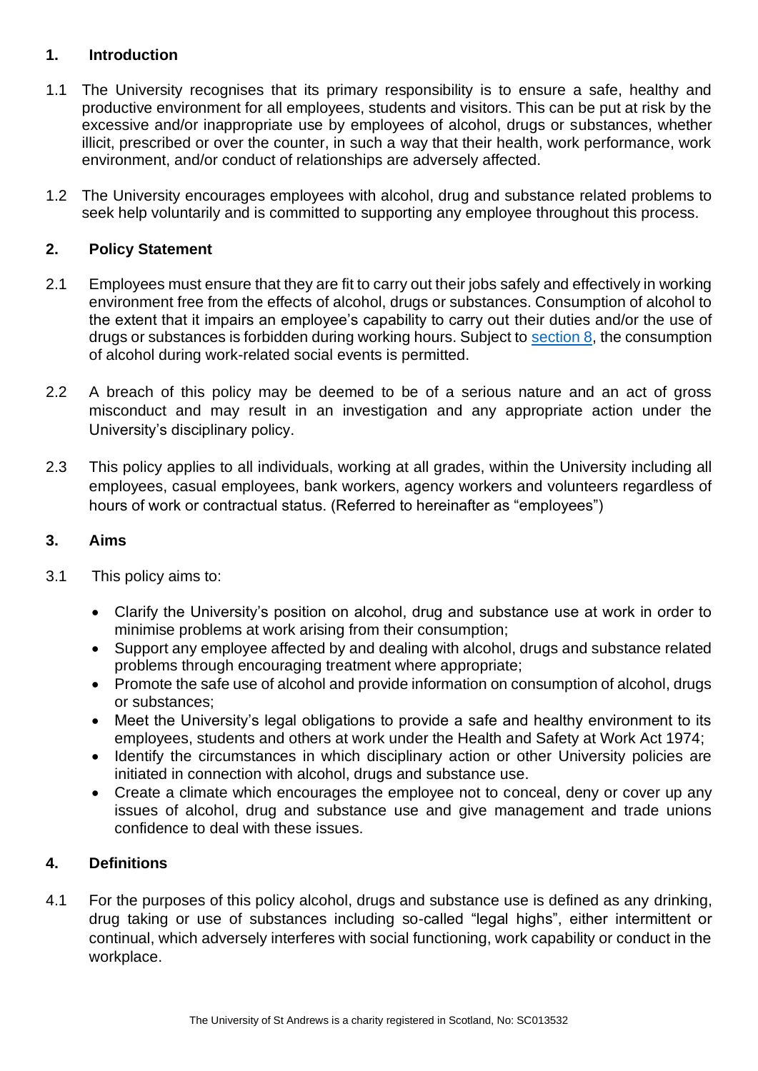## 1. Introduction

1.1 The University recognises that its primary responsibility is to ensure a safe, healthy and productive environment for all employees, students and visitors. This can be put at risk by the excessive and/or inappropriate use by employees of alcohol, drugs or substances, whether illicit, prescribed or over the counter, in such a way that their health, work performance, work environment, and/or conduct of relationships are adversely affected.

1.2 The University encourages employees with alcohol, drug and substance related problems to seek help voluntarily and is committed to supporting any employee throughout this process.

## 2. Policy Statement

2.1 Employees must ensure that they are fit to carry out their jobs safely and effectively in working environment free from the effects of alcohol, drugs or substances. Consumption of alcohol to the extent that it impairs an employee's capability to carry out their duties and/or the use of drugs or substances is forbidden during working hours. Subject to section 8, the consumption of alcohol during work-related social events is permitted.

2.2 A breach of this policy may be deemed to be of a serious nature and an act of gross misconduct and may result in an investigation and any appropriate action under the University's disciplinary policy.

2.3 This policy applies to all individuals, working at all grades, within the University including all employees, casual employees, bank workers, agency workers and volunteers regardless of hours of work or contractual status. (Referred to hereinafter as "employees")

## 3. Aims

3.1 This policy aims to:

- Clarify the University's position on alcohol, drug and substance use at work in order to minimise problems at work arising from their consumption;
- Support any employee affected by and dealing with alcohol, drugs and substance related problems through encouraging treatment where appropriate;
- Promote the safe use of alcohol and provide information on consumption of alcohol, drugs or substances;
- Meet the University's legal obligations to provide a safe and healthy environment to its employees, students and others at work under the Health and Safety at Work Act 1974;
- Identify the circumstances in which disciplinary action or other University policies are initiated in connection with alcohol, drugs and substance use.
- Create a climate which encourages the employee not to conceal, deny or cover up any issues of alcohol, drug and substance use and give management and trade unions confidence to deal with these issues.

## 4. Definitions

4.1 For the purposes of this policy alcohol, drugs and substance use is defined as any drinking, drug taking or use of substances including so-called "legal highs", either intermittent or continual, which adversely interferes with social functioning, work capability or conduct in the workplace.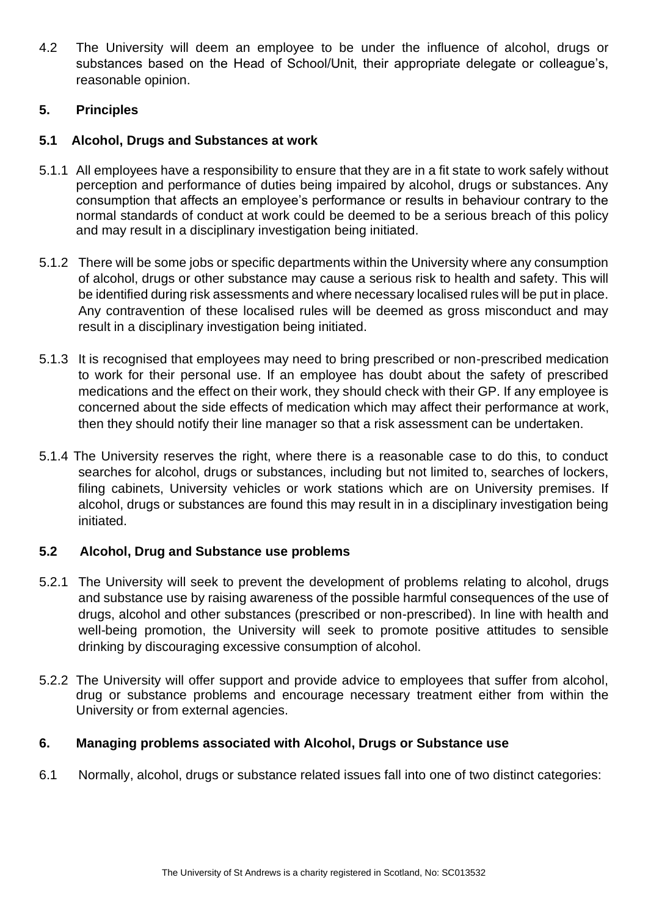4.2 The University will deem an employee to be under the influence of alcohol, drugs or substances based on the Head of School/Unit, their appropriate delegate or colleague's, reasonable opinion.

## 5. Principles

### 5.1 Alcohol, Drugs and Substances at work

5.1.1 All employees have a responsibility to ensure that they are in a fit state to work safely without perception and performance of duties being impaired by alcohol, drugs or substances. Any consumption that affects an employee's performance or results in behaviour contrary to the normal standards of conduct at work could be deemed to be a serious breach of this policy and may result in a disciplinary investigation being initiated.

5.1.2 There will be some jobs or specific departments within the University where any consumption of alcohol, drugs or other substance may cause a serious risk to health and safety. This will be identified during risk assessments and where necessary localised rules will be put in place. Any contravention of these localised rules will be deemed as gross misconduct and may result in a disciplinary investigation being initiated.

5.1.3 It is recognised that employees may need to bring prescribed or non-prescribed medication to work for their personal use. If an employee has doubt about the safety of prescribed medications and the effect on their work, they should check with their GP. If any employee is concerned about the side effects of medication which may affect their performance at work, then they should notify their line manager so that a risk assessment can be undertaken.

5.1.4 The University reserves the right, where there is a reasonable case to do this, to conduct searches for alcohol, drugs or substances, including but not limited to, searches of lockers, filing cabinets, University vehicles or work stations which are on University premises. If alcohol, drugs or substances are found this may result in in a disciplinary investigation being initiated.

### 5.2 Alcohol, Drug and Substance use problems

5.2.1 The University will seek to prevent the development of problems relating to alcohol, drugs and substance use by raising awareness of the possible harmful consequences of the use of drugs, alcohol and other substances (prescribed or non-prescribed). In line with health and well-being promotion, the University will seek to promote positive attitudes to sensible drinking by discouraging excessive consumption of alcohol.

5.2.2 The University will offer support and provide advice to employees that suffer from alcohol, drug or substance problems and encourage necessary treatment either from within the University or from external agencies.

## 6. Managing problems associated with Alcohol, Drugs or Substance use

6.1 Normally, alcohol, drugs or substance related issues fall into one of two distinct categories: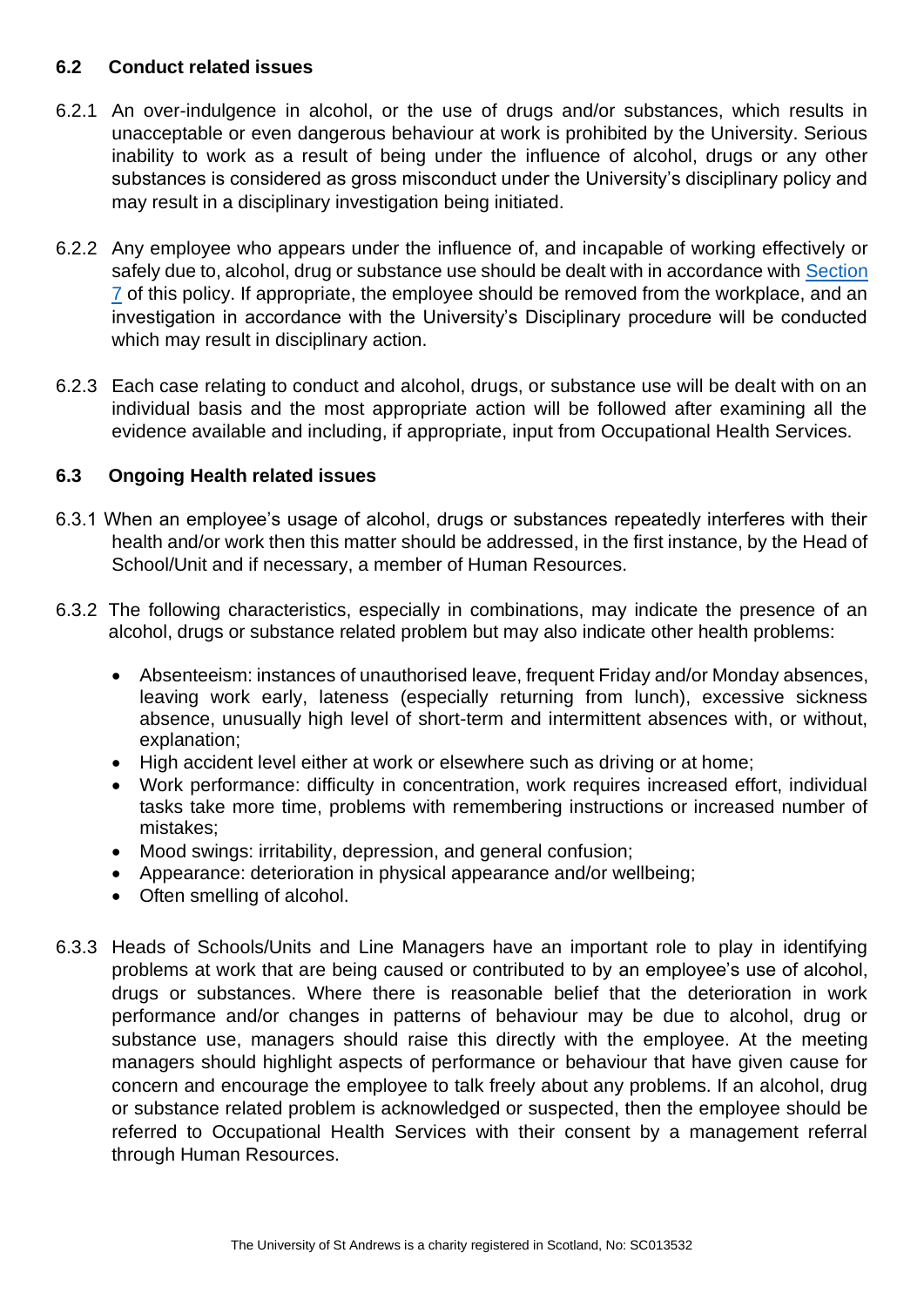### 6.2 Conduct related issues

6.2.1 An over-indulgence in alcohol, or the use of drugs and/or substances, which results in unacceptable or even dangerous behaviour at work is prohibited by the University. Serious inability to work as a result of being under the influence of alcohol, drugs or any other substances is considered as gross misconduct under the University's disciplinary policy and may result in a disciplinary investigation being initiated.

6.2.2 Any employee who appears under the influence of, and incapable of working effectively or safely due to, alcohol, drug or substance use should be dealt with in accordance with Section 7 of this policy. If appropriate, the employee should be removed from the workplace, and an investigation in accordance with the University's Disciplinary procedure will be conducted which may result in disciplinary action.

6.2.3 Each case relating to conduct and alcohol, drugs, or substance use will be dealt with on an individual basis and the most appropriate action will be followed after examining all the evidence available and including, if appropriate, input from Occupational Health Services.

### 6.3 Ongoing Health related issues

6.3.1 When an employee's usage of alcohol, drugs or substances repeatedly interferes with their health and/or work then this matter should be addressed, in the first instance, by the Head of School/Unit and if necessary, a member of Human Resources.

6.3.2 The following characteristics, especially in combinations, may indicate the presence of an alcohol, drugs or substance related problem but may also indicate other health problems:

- Absenteeism: instances of unauthorised leave, frequent Friday and/or Monday absences, leaving work early, lateness (especially returning from lunch), excessive sickness absence, unusually high level of short-term and intermittent absences with, or without, explanation;
- High accident level either at work or elsewhere such as driving or at home;
- Work performance: difficulty in concentration, work requires increased effort, individual tasks take more time, problems with remembering instructions or increased number of mistakes;
- Mood swings: irritability, depression, and general confusion;
- Appearance: deterioration in physical appearance and/or wellbeing;
- Often smelling of alcohol.

6.3.3 Heads of Schools/Units and Line Managers have an important role to play in identifying problems at work that are being caused or contributed to by an employee's use of alcohol, drugs or substances. Where there is reasonable belief that the deterioration in work performance and/or changes in patterns of behaviour may be due to alcohol, drug or substance use, managers should raise this directly with the employee. At the meeting managers should highlight aspects of performance or behaviour that have given cause for concern and encourage the employee to talk freely about any problems. If an alcohol, drug or substance related problem is acknowledged or suspected, then the employee should be referred to Occupational Health Services with their consent by a management referral through Human Resources.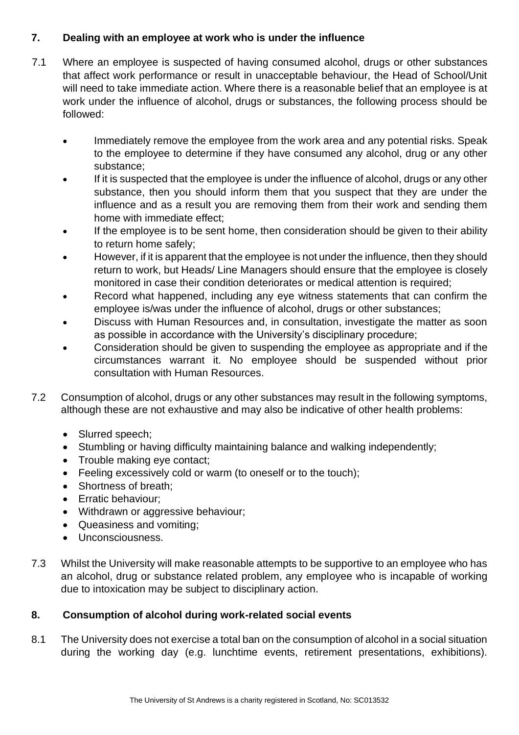## 7. Dealing with an employee at work who is under the influence

7.1 Where an employee is suspected of having consumed alcohol, drugs or other substances that affect work performance or result in unacceptable behaviour, the Head of School/Unit will need to take immediate action. Where there is a reasonable belief that an employee is at work under the influence of alcohol, drugs or substances, the following process should be followed:

- Immediately remove the employee from the work area and any potential risks. Speak to the employee to determine if they have consumed any alcohol, drug or any other substance;
- If it is suspected that the employee is under the influence of alcohol, drugs or any other substance, then you should inform them that you suspect that they are under the influence and as a result you are removing them from their work and sending them home with immediate effect;
- If the employee is to be sent home, then consideration should be given to their ability to return home safely;
- However, if it is apparent that the employee is not under the influence, then they should return to work, but Heads/ Line Managers should ensure that the employee is closely monitored in case their condition deteriorates or medical attention is required;
- Record what happened, including any eye witness statements that can confirm the employee is/was under the influence of alcohol, drugs or other substances;
- Discuss with Human Resources and, in consultation, investigate the matter as soon as possible in accordance with the University's disciplinary procedure;
- Consideration should be given to suspending the employee as appropriate and if the circumstances warrant it. No employee should be suspended without prior consultation with Human Resources.

7.2 Consumption of alcohol, drugs or any other substances may result in the following symptoms, although these are not exhaustive and may also be indicative of other health problems:

- Slurred speech;
- Stumbling or having difficulty maintaining balance and walking independently;
- Trouble making eye contact;
- Feeling excessively cold or warm (to oneself or to the touch);
- Shortness of breath;
- Erratic behaviour;
- Withdrawn or aggressive behaviour;
- Queasiness and vomiting;
- Unconsciousness.

7.3 Whilst the University will make reasonable attempts to be supportive to an employee who has an alcohol, drug or substance related problem, any employee who is incapable of working due to intoxication may be subject to disciplinary action.

## 8. Consumption of alcohol during work-related social events

8.1 The University does not exercise a total ban on the consumption of alcohol in a social situation during the working day (e.g. lunchtime events, retirement presentations, exhibitions).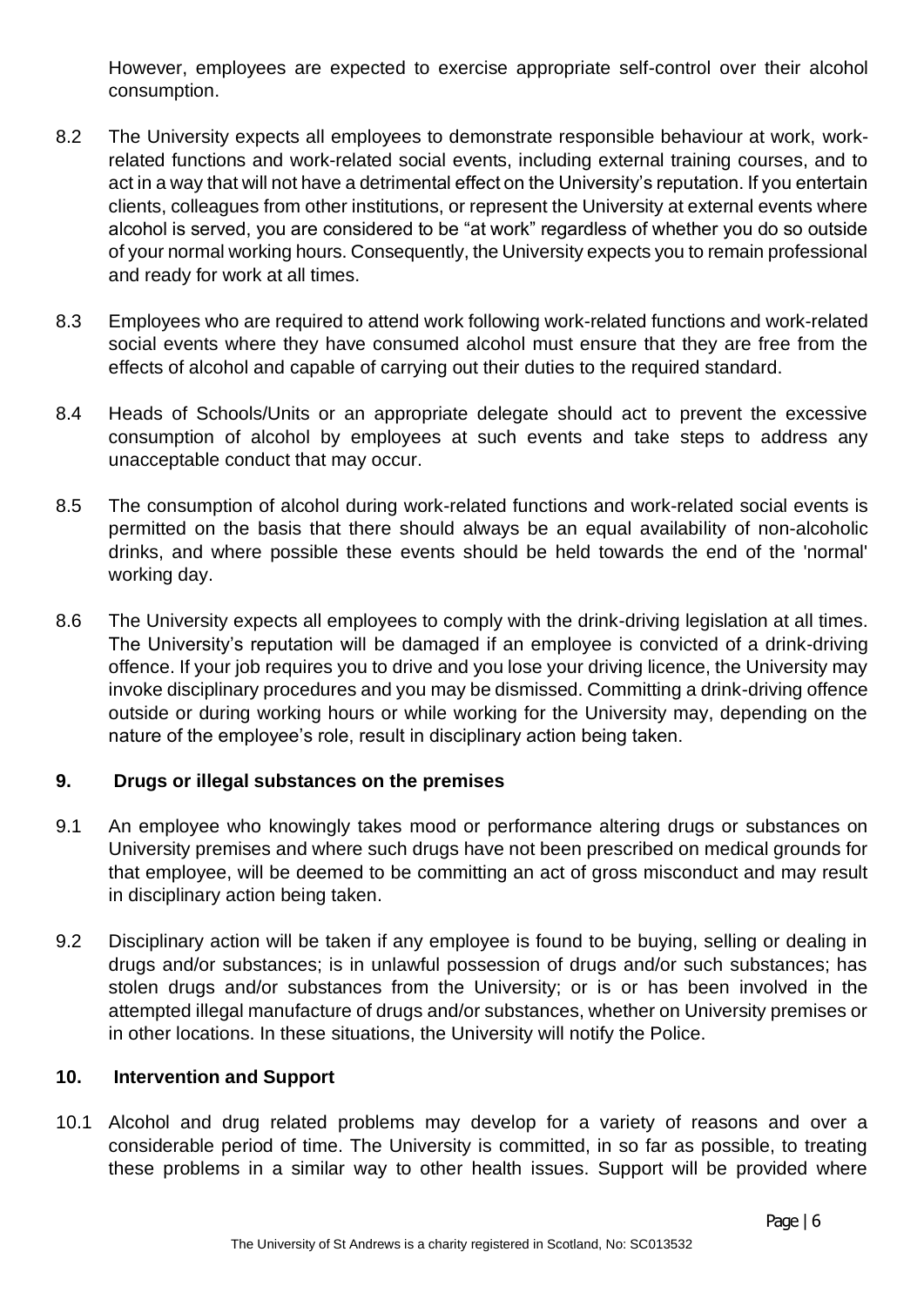However, employees are expected to exercise appropriate self-control over their alcohol consumption.

8.2 The University expects all employees to demonstrate responsible behaviour at work, work-related functions and work-related social events, including external training courses, and to act in a way that will not have a detrimental effect on the University's reputation. If you entertain clients, colleagues from other institutions, or represent the University at external events where alcohol is served, you are considered to be "at work" regardless of whether you do so outside of your normal working hours. Consequently, the University expects you to remain professional and ready for work at all times.

8.3 Employees who are required to attend work following work-related functions and work-related social events where they have consumed alcohol must ensure that they are free from the effects of alcohol and capable of carrying out their duties to the required standard.

8.4 Heads of Schools/Units or an appropriate delegate should act to prevent the excessive consumption of alcohol by employees at such events and take steps to address any unacceptable conduct that may occur.

8.5 The consumption of alcohol during work-related functions and work-related social events is permitted on the basis that there should always be an equal availability of non-alcoholic drinks, and where possible these events should be held towards the end of the 'normal' working day.

8.6 The University expects all employees to comply with the drink-driving legislation at all times. The University's reputation will be damaged if an employee is convicted of a drink-driving offence. If your job requires you to drive and you lose your driving licence, the University may invoke disciplinary procedures and you may be dismissed. Committing a drink-driving offence outside or during working hours or while working for the University may, depending on the nature of the employee's role, result in disciplinary action being taken.

## 9. Drugs or illegal substances on the premises

9.1 An employee who knowingly takes mood or performance altering drugs or substances on University premises and where such drugs have not been prescribed on medical grounds for that employee, will be deemed to be committing an act of gross misconduct and may result in disciplinary action being taken.

9.2 Disciplinary action will be taken if any employee is found to be buying, selling or dealing in drugs and/or substances; is in unlawful possession of drugs and/or such substances; has stolen drugs and/or substances from the University; or is or has been involved in the attempted illegal manufacture of drugs and/or substances, whether on University premises or in other locations. In these situations, the University will notify the Police.

## 10. Intervention and Support

10.1 Alcohol and drug related problems may develop for a variety of reasons and over a considerable period of time. The University is committed, in so far as possible, to treating these problems in a similar way to other health issues. Support will be provided where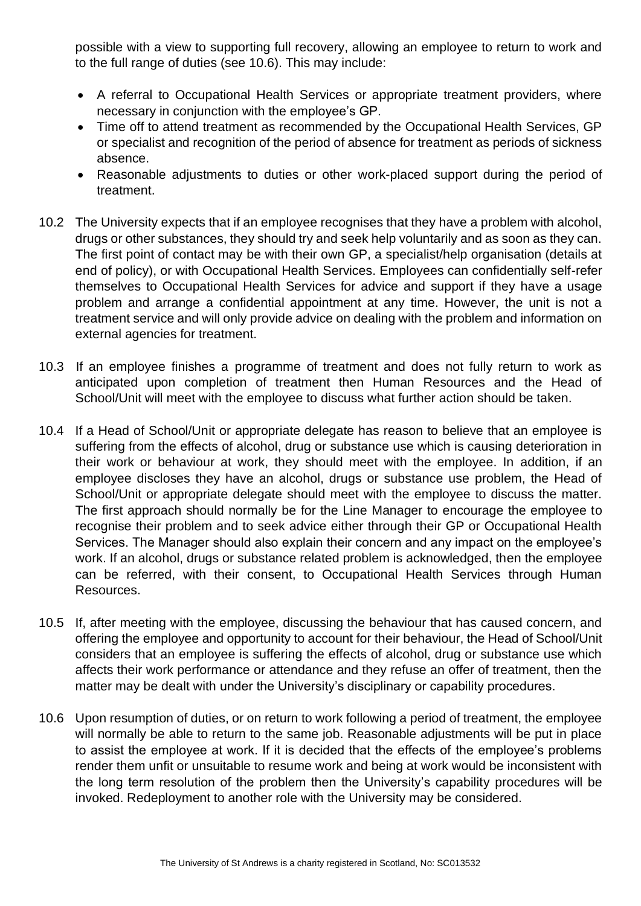possible with a view to supporting full recovery, allowing an employee to return to work and to the full range of duties (see 10.6). This may include:

- A referral to Occupational Health Services or appropriate treatment providers, where necessary in conjunction with the employee's GP.
- Time off to attend treatment as recommended by the Occupational Health Services, GP or specialist and recognition of the period of absence for treatment as periods of sickness absence.
- Reasonable adjustments to duties or other work-placed support during the period of treatment.

10.2 The University expects that if an employee recognises that they have a problem with alcohol, drugs or other substances, they should try and seek help voluntarily and as soon as they can. The first point of contact may be with their own GP, a specialist/help organisation (details at end of policy), or with Occupational Health Services. Employees can confidentially self-refer themselves to Occupational Health Services for advice and support if they have a usage problem and arrange a confidential appointment at any time. However, the unit is not a treatment service and will only provide advice on dealing with the problem and information on external agencies for treatment.

10.3 If an employee finishes a programme of treatment and does not fully return to work as anticipated upon completion of treatment then Human Resources and the Head of School/Unit will meet with the employee to discuss what further action should be taken.

10.4 If a Head of School/Unit or appropriate delegate has reason to believe that an employee is suffering from the effects of alcohol, drug or substance use which is causing deterioration in their work or behaviour at work, they should meet with the employee. In addition, if an employee discloses they have an alcohol, drugs or substance use problem, the Head of School/Unit or appropriate delegate should meet with the employee to discuss the matter. The first approach should normally be for the Line Manager to encourage the employee to recognise their problem and to seek advice either through their GP or Occupational Health Services. The Manager should also explain their concern and any impact on the employee's work. If an alcohol, drugs or substance related problem is acknowledged, then the employee can be referred, with their consent, to Occupational Health Services through Human Resources.

10.5 If, after meeting with the employee, discussing the behaviour that has caused concern, and offering the employee and opportunity to account for their behaviour, the Head of School/Unit considers that an employee is suffering the effects of alcohol, drug or substance use which affects their work performance or attendance and they refuse an offer of treatment, then the matter may be dealt with under the University's disciplinary or capability procedures.

10.6 Upon resumption of duties, or on return to work following a period of treatment, the employee will normally be able to return to the same job. Reasonable adjustments will be put in place to assist the employee at work. If it is decided that the effects of the employee's problems render them unfit or unsuitable to resume work and being at work would be inconsistent with the long term resolution of the problem then the University's capability procedures will be invoked. Redeployment to another role with the University may be considered.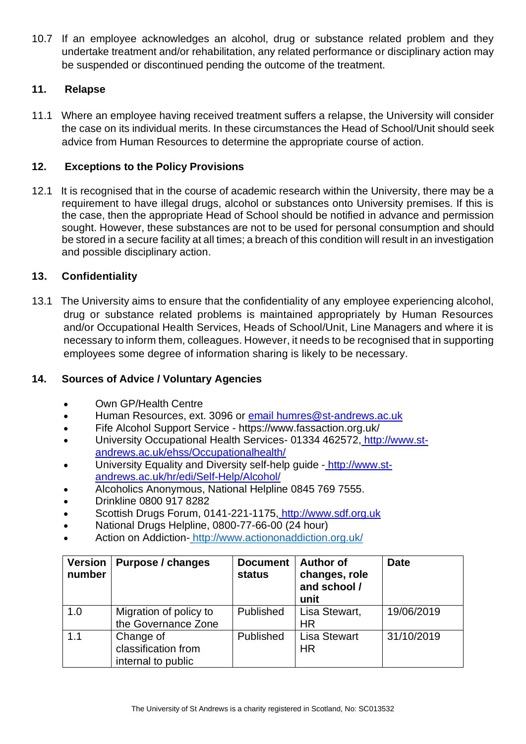10.7 If an employee acknowledges an alcohol, drug or substance related problem and they undertake treatment and/or rehabilitation, any related performance or disciplinary action may be suspended or discontinued pending the outcome of the treatment.

## 11. Relapse

11.1 Where an employee having received treatment suffers a relapse, the University will consider the case on its individual merits. In these circumstances the Head of School/Unit should seek advice from Human Resources to determine the appropriate course of action.

## 12. Exceptions to the Policy Provisions

12.1 It is recognised that in the course of academic research within the University, there may be a requirement to have illegal drugs, alcohol or substances onto University premises. If this is the case, then the appropriate Head of School should be notified in advance and permission sought. However, these substances are not to be used for personal consumption and should be stored in a secure facility at all times; a breach of this condition will result in an investigation and possible disciplinary action.

## 13. Confidentiality

13.1 The University aims to ensure that the confidentiality of any employee experiencing alcohol, drug or substance related problems is maintained appropriately by Human Resources and/or Occupational Health Services, Heads of School/Unit, Line Managers and where it is necessary to inform them, colleagues. However, it needs to be recognised that in supporting employees some degree of information sharing is likely to be necessary.

## 14. Sources of Advice / Voluntary Agencies

- Own GP/Health Centre
- Human Resources, ext. 3096 or email humres@st-andrews.ac.uk
- Fife Alcohol Support Service - https://www.fassaction.org.uk/
- University Occupational Health Services- 01334 462572, http://www.st-andrews.ac.uk/ehss/Occupationalhealth/
- University Equality and Diversity self-help guide - http://www.st-andrews.ac.uk/hr/edi/Self-Help/Alcohol/
- Alcoholics Anonymous, National Helpline 0845 769 7555.
- Drinkline 0800 917 8282
- Scottish Drugs Forum, 0141-221-1175, http://www.sdf.org.uk
- National Drugs Helpline, 0800-77-66-00 (24 hour)
- Action on Addiction- http://www.actiononaddiction.org.uk/

| Version number | Purpose / changes | Document status | Author of changes, role and school / unit | Date |
|---|---|---|---|---|
| 1.0 | Migration of policy to the Governance Zone | Published | Lisa Stewart, HR | 19/06/2019 |
| 1.1 | Change of classification from internal to public | Published | Lisa Stewart HR | 31/10/2019 |

The University of St Andrews is a charity registered in Scotland, No: SC013532